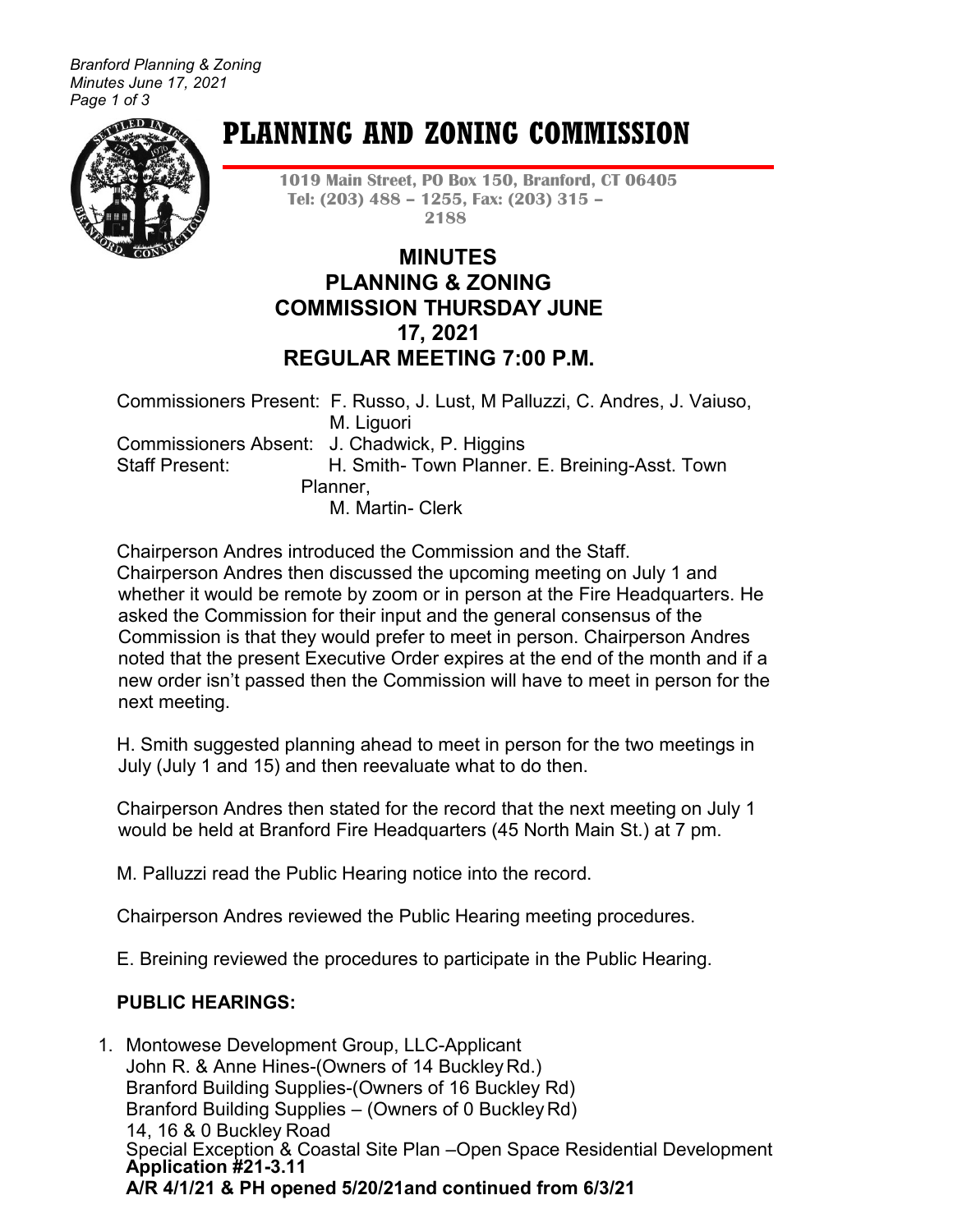# PLANNING AND ZONING COMMISSION

**1019 Main Street, PO Box 150, Branford, CT 06405**
**Tel: (203) 488 – 1255, Fax: (203) 315 – 2188**

## MINUTES
## PLANNING & ZONING COMMISSION THURSDAY JUNE 17, 2021
## REGULAR MEETING 7:00 P.M.

Commissioners Present: F. Russo, J. Lust, M Palluzzi, C. Andres, J. Vaiuso, M. Liguori
Commissioners Absent: J. Chadwick, P. Higgins
Staff Present: H. Smith- Town Planner. E. Breining-Asst. Town Planner,
M. Martin- Clerk

Chairperson Andres introduced the Commission and the Staff.
Chairperson Andres then discussed the upcoming meeting on July 1 and whether it would be remote by zoom or in person at the Fire Headquarters. He asked the Commission for their input and the general consensus of the Commission is that they would prefer to meet in person. Chairperson Andres noted that the present Executive Order expires at the end of the month and if a new order isn't passed then the Commission will have to meet in person for the next meeting.

H. Smith suggested planning ahead to meet in person for the two meetings in July (July 1 and 15) and then reevaluate what to do then.

Chairperson Andres then stated for the record that the next meeting on July 1 would be held at Branford Fire Headquarters (45 North Main St.) at 7 pm.

M. Palluzzi read the Public Hearing notice into the record.

Chairperson Andres reviewed the Public Hearing meeting procedures.

E. Breining reviewed the procedures to participate in the Public Hearing.

**PUBLIC HEARINGS:**

1. Montowese Development Group, LLC-Applicant
   John R. & Anne Hines-(Owners of 14 Buckley Rd.)
   Branford Building Supplies-(Owners of 16 Buckley Rd)
   Branford Building Supplies – (Owners of 0 Buckley Rd)
   14, 16 & 0 Buckley Road
   Special Exception & Coastal Site Plan –Open Space Residential Development
   **Application #21-3.11**
   **A/R 4/1/21 & PH opened 5/20/21and continued from 6/3/21**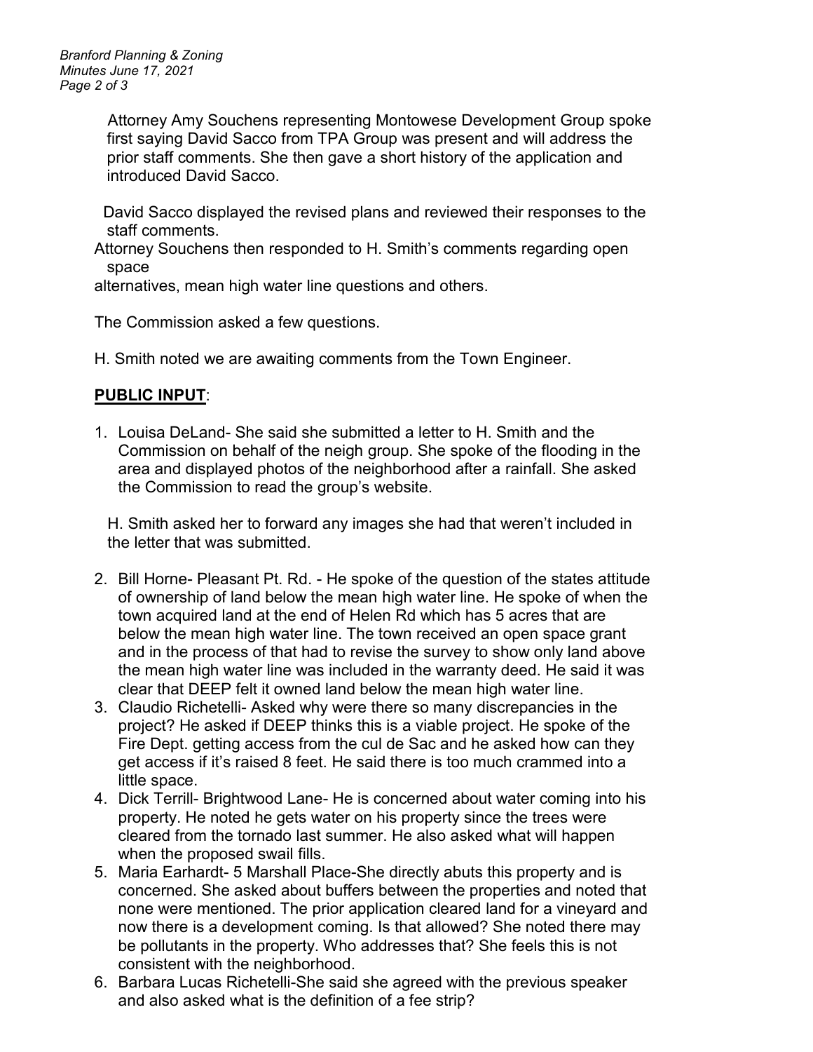Attorney Amy Souchens representing Montowese Development Group spoke first saying David Sacco from TPA Group was present and will address the prior staff comments. She then gave a short history of the application and introduced David Sacco.

David Sacco displayed the revised plans and reviewed their responses to the staff comments.

Attorney Souchens then responded to H. Smith's comments regarding open space alternatives, mean high water line questions and others.

The Commission asked a few questions.

H. Smith noted we are awaiting comments from the Town Engineer.

## **PUBLIC INPUT**:

1. Louisa DeLand- She said she submitted a letter to H. Smith and the Commission on behalf of the neigh group. She spoke of the flooding in the area and displayed photos of the neighborhood after a rainfall. She asked the Commission to read the group's website.

   H. Smith asked her to forward any images she had that weren't included in the letter that was submitted.

2. Bill Horne- Pleasant Pt. Rd. - He spoke of the question of the states attitude of ownership of land below the mean high water line. He spoke of when the town acquired land at the end of Helen Rd which has 5 acres that are below the mean high water line. The town received an open space grant and in the process of that had to revise the survey to show only land above the mean high water line was included in the warranty deed. He said it was clear that DEEP felt it owned land below the mean high water line.
3. Claudio Richetelli- Asked why were there so many discrepancies in the project? He asked if DEEP thinks this is a viable project. He spoke of the Fire Dept. getting access from the cul de Sac and he asked how can they get access if it's raised 8 feet. He said there is too much crammed into a little space.
4. Dick Terrill- Brightwood Lane- He is concerned about water coming into his property. He noted he gets water on his property since the trees were cleared from the tornado last summer. He also asked what will happen when the proposed swail fills.
5. Maria Earhardt- 5 Marshall Place-She directly abuts this property and is concerned. She asked about buffers between the properties and noted that none were mentioned. The prior application cleared land for a vineyard and now there is a development coming. Is that allowed? She noted there may be pollutants in the property. Who addresses that? She feels this is not consistent with the neighborhood.
6. Barbara Lucas Richetelli-She said she agreed with the previous speaker and also asked what is the definition of a fee strip?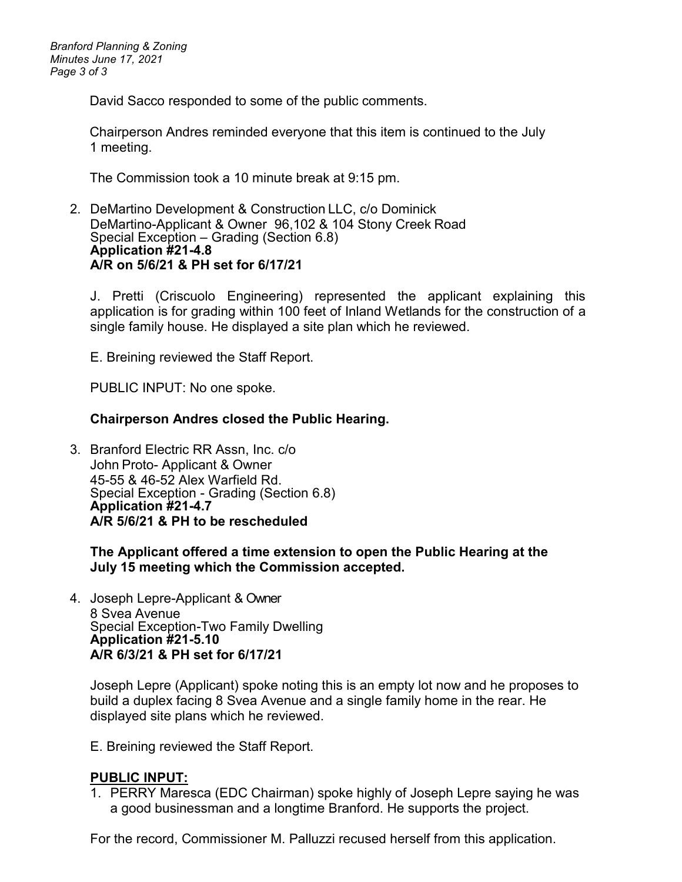David Sacco responded to some of the public comments.

Chairperson Andres reminded everyone that this item is continued to the July 1 meeting.

The Commission took a 10 minute break at 9:15 pm.

2. DeMartino Development & Construction LLC, c/o Dominick DeMartino-Applicant & Owner 96,102 & 104 Stony Creek Road
   Special Exception – Grading (Section 6.8)
   **Application #21-4.8**
   **A/R on 5/6/21 & PH set for 6/17/21**

   J. Pretti (Criscuolo Engineering) represented the applicant explaining this application is for grading within 100 feet of Inland Wetlands for the construction of a single family house. He displayed a site plan which he reviewed.

   E. Breining reviewed the Staff Report.

   PUBLIC INPUT: No one spoke.

   **Chairperson Andres closed the Public Hearing.**

3. Branford Electric RR Assn, Inc. c/o John Proto- Applicant & Owner
   45-55 & 46-52 Alex Warfield Rd.
   Special Exception - Grading (Section 6.8)
   **Application #21-4.7**
   **A/R 5/6/21 & PH to be rescheduled**

   **The Applicant offered a time extension to open the Public Hearing at the July 15 meeting which the Commission accepted.**

4. Joseph Lepre-Applicant & Owner
   8 Svea Avenue
   Special Exception-Two Family Dwelling
   **Application #21-5.10**
   **A/R 6/3/21 & PH set for 6/17/21**

   Joseph Lepre (Applicant) spoke noting this is an empty lot now and he proposes to build a duplex facing 8 Svea Avenue and a single family home in the rear. He displayed site plans which he reviewed.

   E. Breining reviewed the Staff Report.

   **PUBLIC INPUT:**

   1. PERRY Maresca (EDC Chairman) spoke highly of Joseph Lepre saying he was a good businessman and a longtime Branford. He supports the project.

   For the record, Commissioner M. Palluzzi recused herself from this application.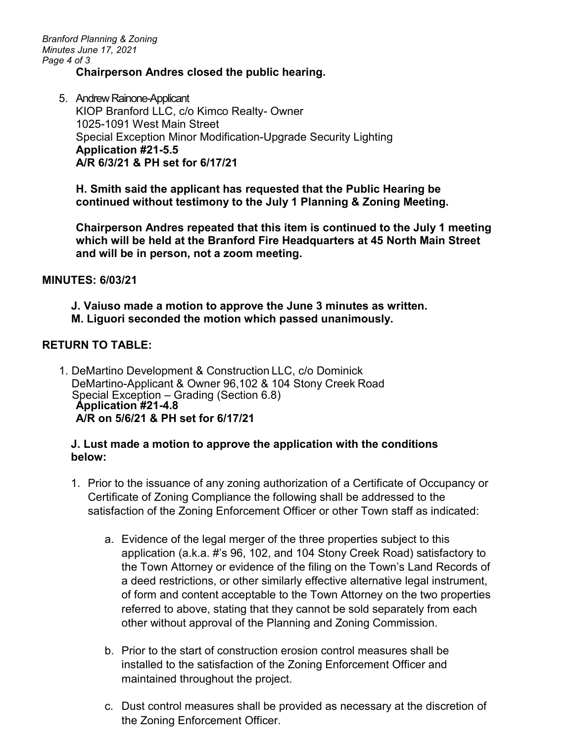**Chairperson Andres closed the public hearing.**

5. Andrew Rainone-Applicant
   KIOP Branford LLC, c/o Kimco Realty- Owner
   1025-1091 West Main Street
   Special Exception Minor Modification-Upgrade Security Lighting
   **Application #21-5.5**
   **A/R 6/3/21 & PH set for 6/17/21**

   **H. Smith said the applicant has requested that the Public Hearing be continued without testimony to the July 1 Planning & Zoning Meeting.**

   **Chairperson Andres repeated that this item is continued to the July 1 meeting which will be held at the Branford Fire Headquarters at 45 North Main Street and will be in person, not a zoom meeting.**

**MINUTES: 6/03/21**

**J. Vaiuso made a motion to approve the June 3 minutes as written.**
**M. Liguori seconded the motion which passed unanimously.**

**RETURN TO TABLE:**

1. DeMartino Development & Construction LLC, c/o Dominick DeMartino-Applicant & Owner 96,102 & 104 Stony Creek Road
   Special Exception – Grading (Section 6.8)
   **Application #21-4.8**
   **A/R on 5/6/21 & PH set for 6/17/21**

   **J. Lust made a motion to approve the application with the conditions below:**

   1. Prior to the issuance of any zoning authorization of a Certificate of Occupancy or Certificate of Zoning Compliance the following shall be addressed to the satisfaction of the Zoning Enforcement Officer or other Town staff as indicated:

      a. Evidence of the legal merger of the three properties subject to this application (a.k.a. #'s 96, 102, and 104 Stony Creek Road) satisfactory to the Town Attorney or evidence of the filing on the Town's Land Records of a deed restrictions, or other similarly effective alternative legal instrument, of form and content acceptable to the Town Attorney on the two properties referred to above, stating that they cannot be sold separately from each other without approval of the Planning and Zoning Commission.

      b. Prior to the start of construction erosion control measures shall be installed to the satisfaction of the Zoning Enforcement Officer and maintained throughout the project.

      c. Dust control measures shall be provided as necessary at the discretion of the Zoning Enforcement Officer.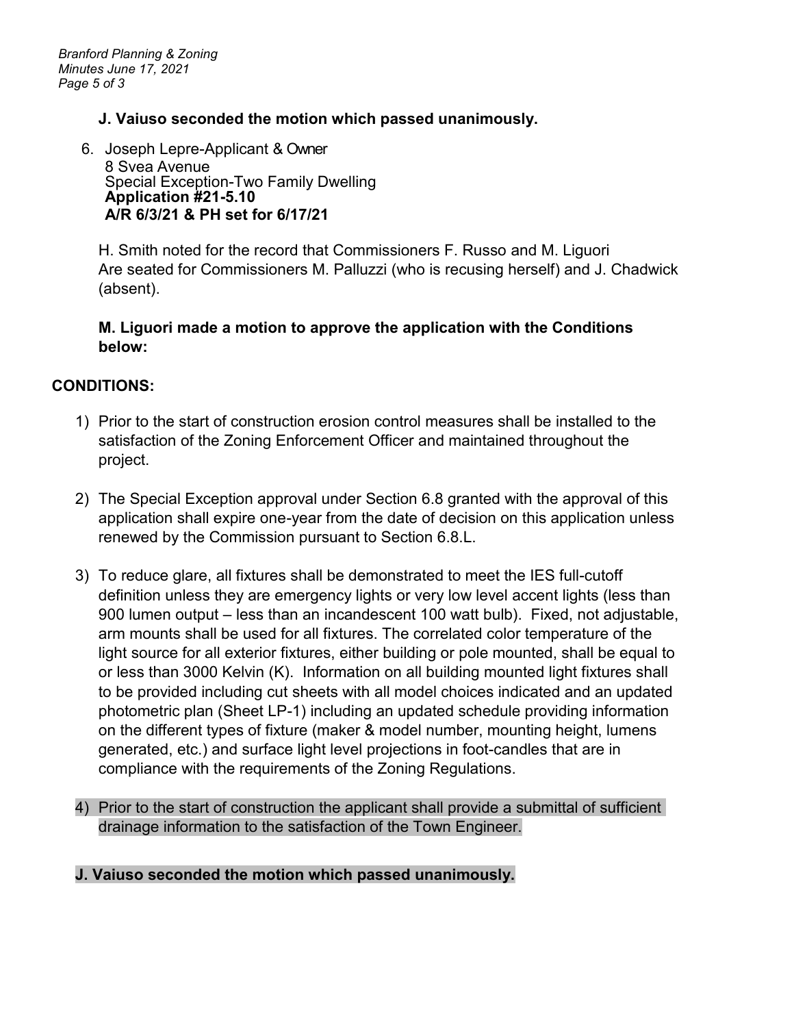**J. Vaiuso seconded the motion which passed unanimously.**

6. Joseph Lepre-Applicant & Owner
   8 Svea Avenue
   Special Exception-Two Family Dwelling
   **Application #21-5.10**
   **A/R 6/3/21 & PH set for 6/17/21**

   H. Smith noted for the record that Commissioners F. Russo and M. Liguori Are seated for Commissioners M. Palluzzi (who is recusing herself) and J. Chadwick (absent).

   **M. Liguori made a motion to approve the application with the Conditions below:**

**CONDITIONS:**

1) Prior to the start of construction erosion control measures shall be installed to the satisfaction of the Zoning Enforcement Officer and maintained throughout the project.

2) The Special Exception approval under Section 6.8 granted with the approval of this application shall expire one-year from the date of decision on this application unless renewed by the Commission pursuant to Section 6.8.L.

3) To reduce glare, all fixtures shall be demonstrated to meet the IES full-cutoff definition unless they are emergency lights or very low level accent lights (less than 900 lumen output – less than an incandescent 100 watt bulb). Fixed, not adjustable, arm mounts shall be used for all fixtures. The correlated color temperature of the light source for all exterior fixtures, either building or pole mounted, shall be equal to or less than 3000 Kelvin (K). Information on all building mounted light fixtures shall to be provided including cut sheets with all model choices indicated and an updated photometric plan (Sheet LP-1) including an updated schedule providing information on the different types of fixture (maker & model number, mounting height, lumens generated, etc.) and surface light level projections in foot-candles that are in compliance with the requirements of the Zoning Regulations.

4) Prior to the start of construction the applicant shall provide a submittal of sufficient drainage information to the satisfaction of the Town Engineer.

**J. Vaiuso seconded the motion which passed unanimously.**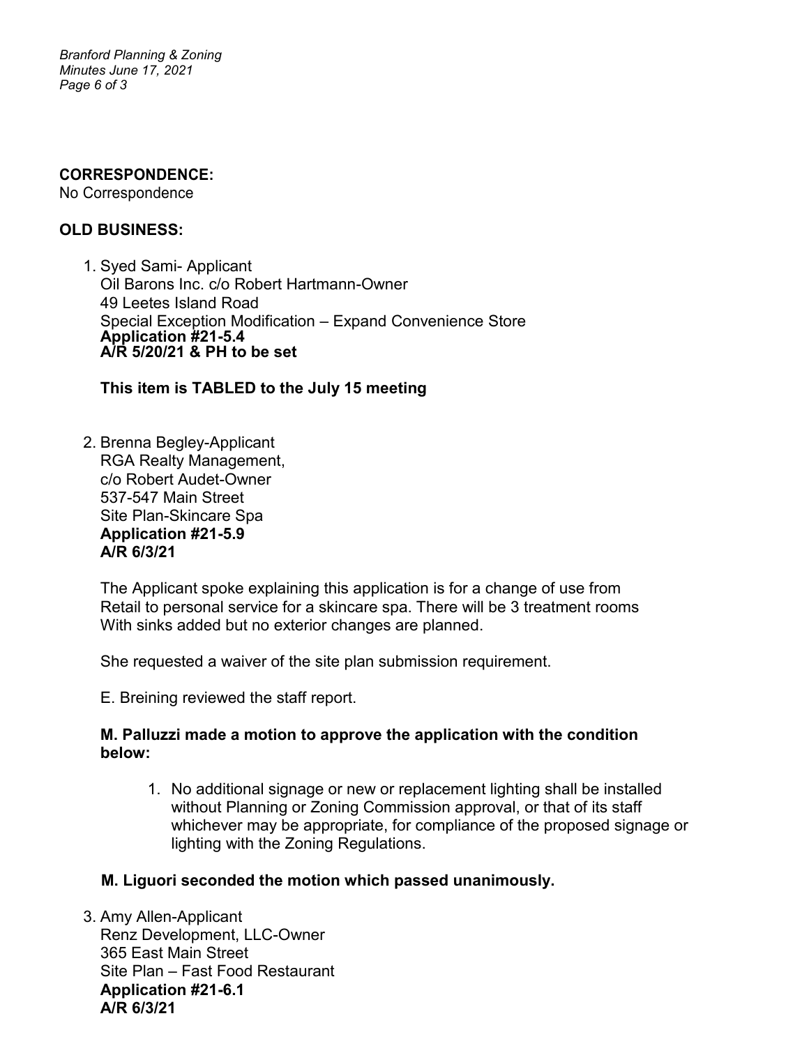**CORRESPONDENCE:**
No Correspondence

**OLD BUSINESS:**

1. Syed Sami- Applicant
   Oil Barons Inc. c/o Robert Hartmann-Owner
   49 Leetes Island Road
   Special Exception Modification – Expand Convenience Store
   **Application #21-5.4**
   **A/R 5/20/21 & PH to be set**

   **This item is TABLED to the July 15 meeting**

2. Brenna Begley-Applicant
   RGA Realty Management,
   c/o Robert Audet-Owner
   537-547 Main Street
   Site Plan-Skincare Spa
   **Application #21-5.9**
   **A/R 6/3/21**

   The Applicant spoke explaining this application is for a change of use from Retail to personal service for a skincare spa. There will be 3 treatment rooms With sinks added but no exterior changes are planned.

   She requested a waiver of the site plan submission requirement.

   E. Breining reviewed the staff report.

   **M. Palluzzi made a motion to approve the application with the condition below:**

   1. No additional signage or new or replacement lighting shall be installed without Planning or Zoning Commission approval, or that of its staff whichever may be appropriate, for compliance of the proposed signage or lighting with the Zoning Regulations.

   **M. Liguori seconded the motion which passed unanimously.**

3. Amy Allen-Applicant
   Renz Development, LLC-Owner
   365 East Main Street
   Site Plan – Fast Food Restaurant
   **Application #21-6.1**
   **A/R 6/3/21**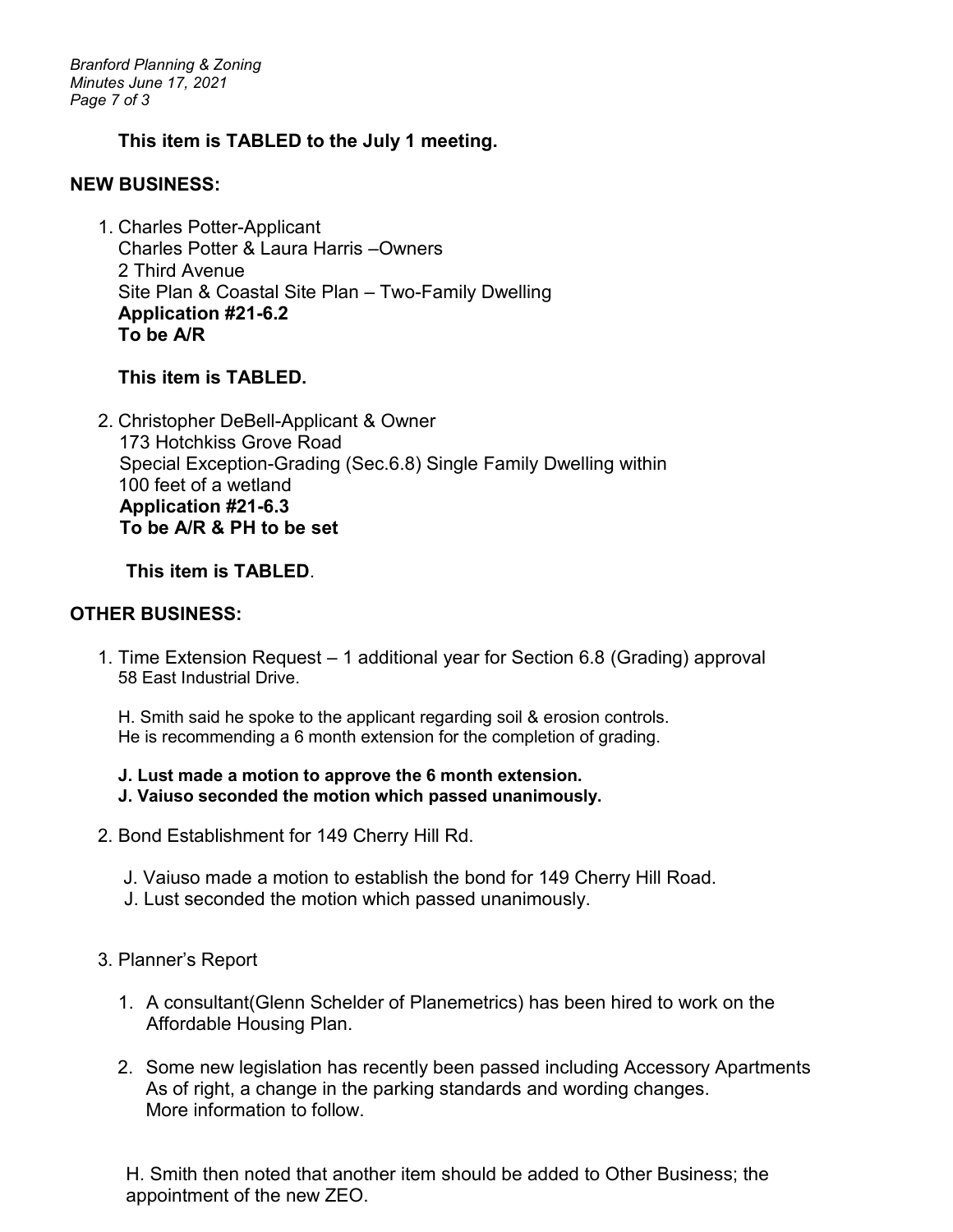**This item is TABLED to the July 1 meeting.**

**NEW BUSINESS:**

1. Charles Potter-Applicant
   Charles Potter & Laura Harris –Owners
   2 Third Avenue
   Site Plan & Coastal Site Plan – Two-Family Dwelling
   **Application #21-6.2**
   **To be A/R**

   **This item is TABLED.**

2. Christopher DeBell-Applicant & Owner
   173 Hotchkiss Grove Road
   Special Exception-Grading (Sec.6.8) Single Family Dwelling within 100 feet of a wetland
   **Application #21-6.3**
   **To be A/R & PH to be set**

   **This item is TABLED**.

**OTHER BUSINESS:**

1. Time Extension Request – 1 additional year for Section 6.8 (Grading) approval
   58 East Industrial Drive.

   H. Smith said he spoke to the applicant regarding soil & erosion controls. He is recommending a 6 month extension for the completion of grading.

   **J. Lust made a motion to approve the 6 month extension.**
   **J. Vaiuso seconded the motion which passed unanimously.**

2. Bond Establishment for 149 Cherry Hill Rd.

   J. Vaiuso made a motion to establish the bond for 149 Cherry Hill Road.
   J. Lust seconded the motion which passed unanimously.

3. Planner's Report

   1. A consultant(Glenn Schelder of Planemetrics) has been hired to work on the Affordable Housing Plan.

   2. Some new legislation has recently been passed including Accessory Apartments As of right, a change in the parking standards and wording changes. More information to follow.

H. Smith then noted that another item should be added to Other Business; the appointment of the new ZEO.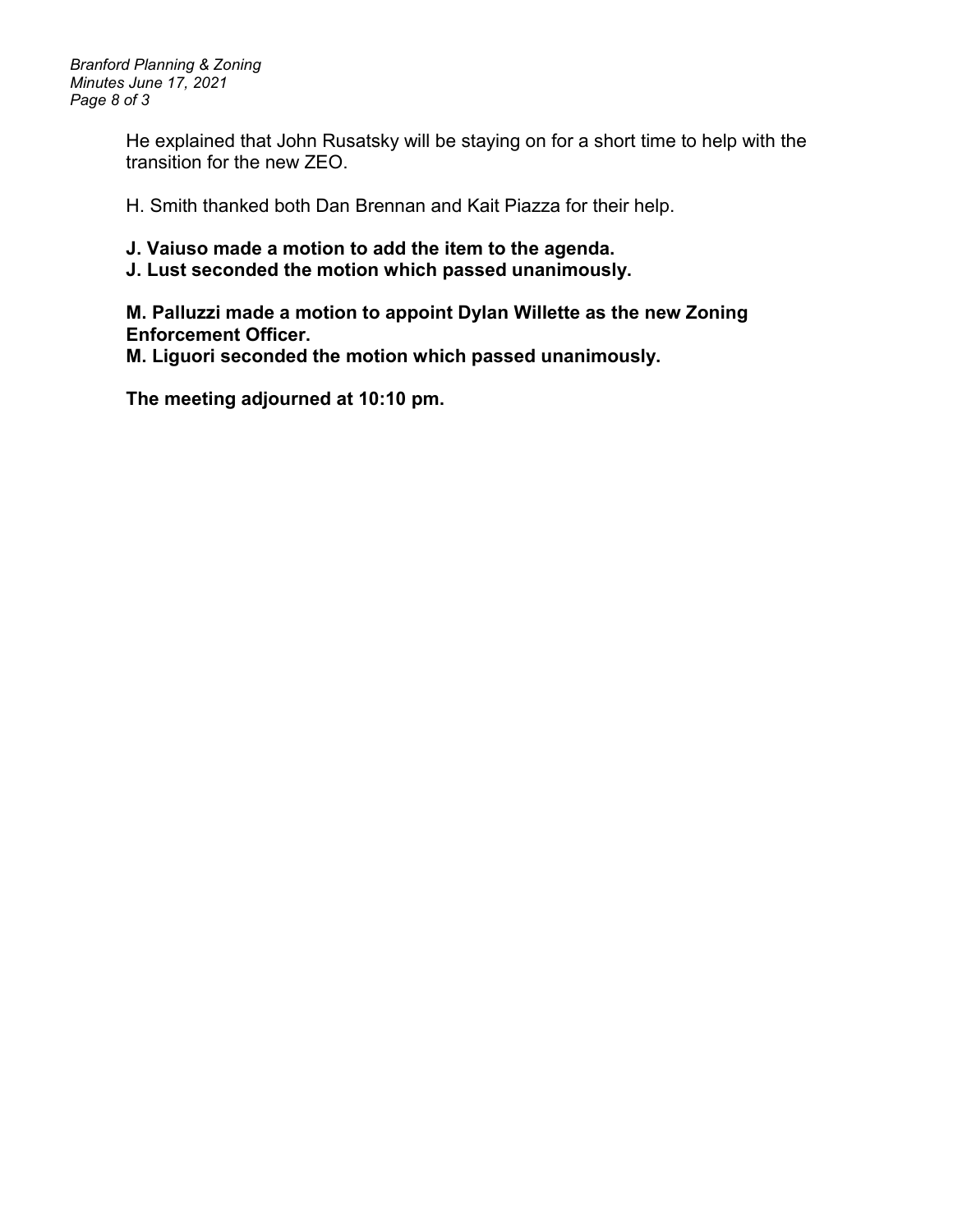He explained that John Rusatsky will be staying on for a short time to help with the transition for the new ZEO.

H. Smith thanked both Dan Brennan and Kait Piazza for their help.

**J. Vaiuso made a motion to add the item to the agenda.**
**J. Lust seconded the motion which passed unanimously.**

**M. Palluzzi made a motion to appoint Dylan Willette as the new Zoning Enforcement Officer.**
**M. Liguori seconded the motion which passed unanimously.**

**The meeting adjourned at 10:10 pm.**